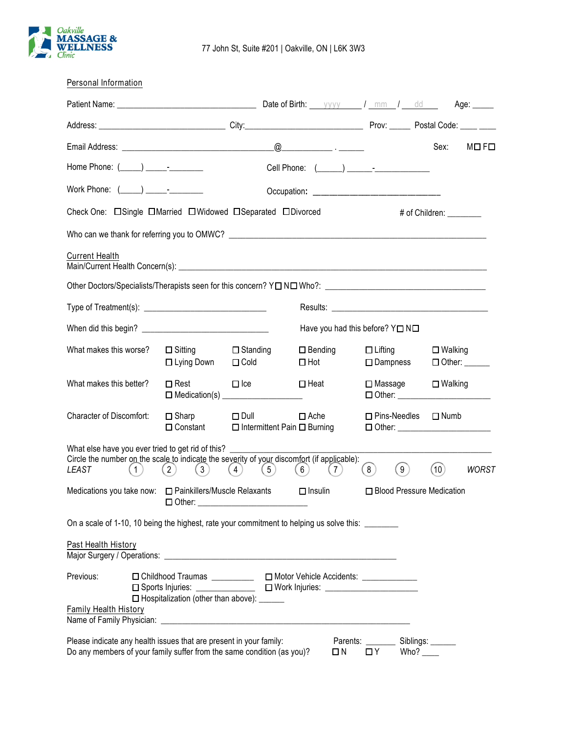Oakville MASSAGE & WELLNESS Clinic

77 John St, Suite #201 | Oakville, ON | L6K 3W3

## Personal Information

Patient Name: ______________________________ Date of Birth: ___yyyy___ / __mm__ / __dd__ Age: _____

Address: ____________________________ City:__________________________ Prov: _____ Postal Code: ____ ____

Email Address: _________________________________@___________ . ______ Sex: M☐ F☐

Home Phone: (_____) _____-________ Cell Phone: (______) ______-____________

Work Phone: (_____) _____-________ Occupation: ____________________________

Check One: ☐Single ☐Married ☐Widowed ☐Separated ☐Divorced # of Children: ________

Who can we thank for referring you to OMWC? ____________________________________________________________

## Current Health

Main/Current Health Concern(s): ____________________________________________________________________

Other Doctors/Specialists/Therapists seen for this concern? Y☐ N☐ Who?: ___________________________________

Type of Treatment(s): ___________________________ Results: _____________________________________

When did this begin? _____________________________ Have you had this before? Y☐ N☐

What makes this worse? ☐ Sitting ☐ Standing ☐ Bending ☐ Lifting ☐ Walking ☐ Lying Down ☐ Cold ☐ Hot ☐ Dampness ☐ Other: ______

What makes this better? ☐ Rest ☐ Ice ☐ Heat ☐ Massage ☐ Walking ☐ Medication(s) __________________ ☐ Other: ____________________

Character of Discomfort: ☐ Sharp ☐ Dull ☐ Ache ☐ Pins-Needles ☐ Numb ☐ Constant ☐ Intermittent Pain ☐ Burning ☐ Other: ____________________

What else have you ever tried to get rid of this? _______________________________________________________

Circle the number on the scale to indicate the severity of your discomfort (if applicable):

*LEAST* (1) (2) (3) (4) (5) (6) (7) (8) (9) (10) *WORST*

Medications you take now: ☐ Painkillers/Muscle Relaxants ☐ Insulin ☐ Blood Pressure Medication ☐ Other: _______________________

On a scale of 1-10, 10 being the highest, rate your commitment to helping us solve this: ________

## Past Health History

Major Surgery / Operations: ________________________________________________________

Previous: ☐ Childhood Traumas __________ ☐ Motor Vehicle Accidents: _____________
☐ Sports Injuries: _____________ ☐ Work Injuries: ______________________
☐ Hospitalization (other than above): ______

## Family Health History

Name of Family Physician: ____________________________________________________________

Please indicate any health issues that are present in your family: Parents: _______ Siblings: ______

Do any members of your family suffer from the same condition (as you)? ☐ N ☐ Y Who? ____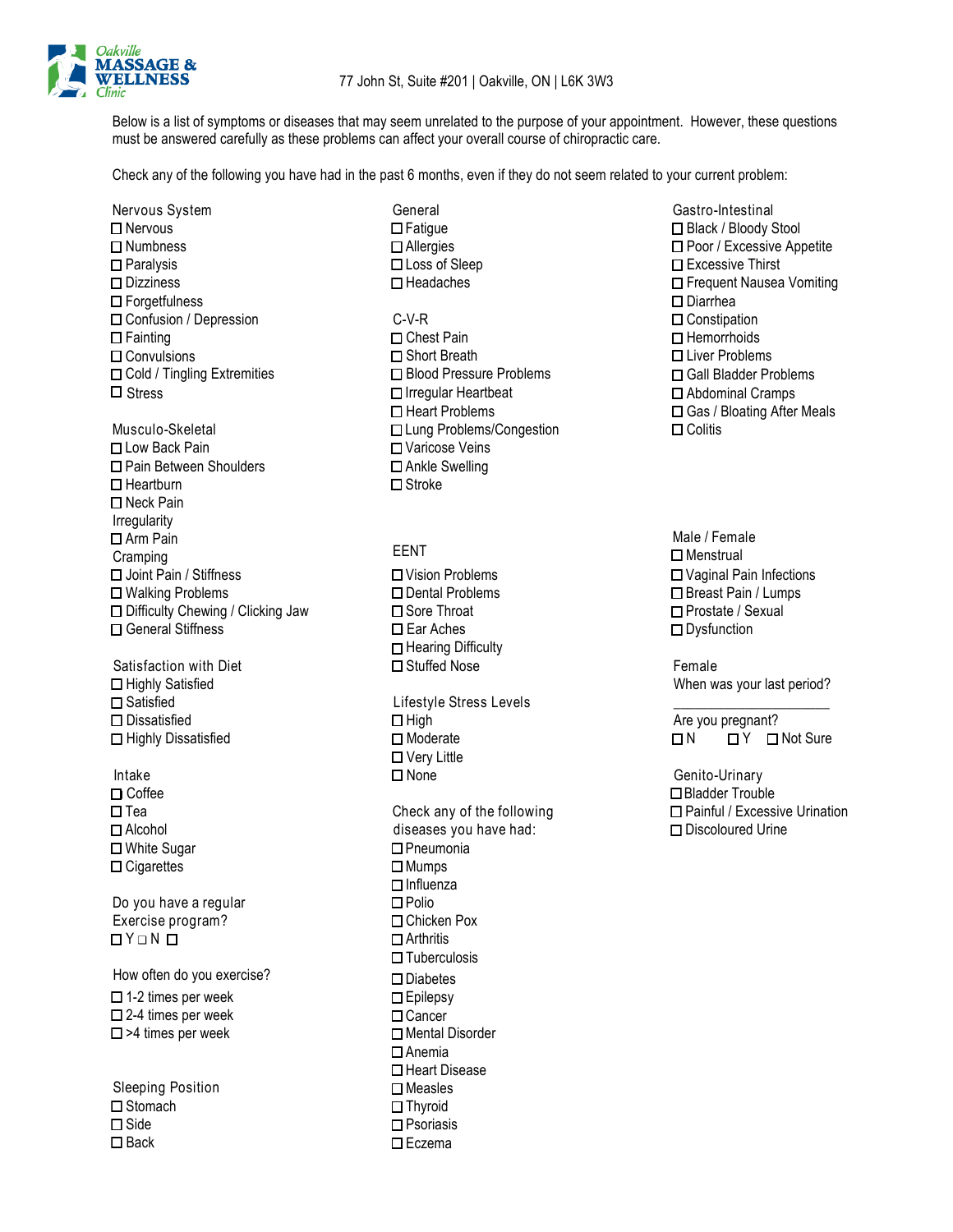Oakville MASSAGE & WELLNESS Clinic

77 John St, Suite #201 | Oakville, ON | L6K 3W3

Below is a list of symptoms or diseases that may seem unrelated to the purpose of your appointment. However, these questions must be answered carefully as these problems can affect your overall course of chiropractic care.

Check any of the following you have had in the past 6 months, even if they do not seem related to your current problem:

**Nervous System**

- ☐ Nervous
- ☐ Numbness
- ☐ Paralysis
- ☐ Dizziness
- ☐ Forgetfulness
- ☐ Confusion / Depression
- ☐ Fainting
- ☐ Convulsions
- ☐ Cold / Tingling Extremities
- ☐ Stress

**Musculo-Skeletal**

- ☐ Low Back Pain
- ☐ Pain Between Shoulders
- ☐ Heartburn
- ☐ Neck Pain

Irregularity

- ☐ Arm Pain

Cramping

- ☐ Joint Pain / Stiffness
- ☐ Walking Problems
- ☐ Difficulty Chewing / Clicking Jaw
- ☐ General Stiffness

**Satisfaction with Diet**

- ☐ Highly Satisfied
- ☐ Satisfied
- ☐ Dissatisfied
- ☐ Highly Dissatisfied

**Intake**

- ☐ Coffee
- ☐ Tea
- ☐ Alcohol
- ☐ White Sugar
- ☐ Cigarettes

Do you have a regular Exercise program?

☐ Y ☐ N ☐

How often do you exercise?

- ☐ 1-2 times per week
- ☐ 2-4 times per week
- ☐ >4 times per week

**Sleeping Position**

- ☐ Stomach
- ☐ Side
- ☐ Back

**General**

- ☐ Fatigue
- ☐ Allergies
- ☐ Loss of Sleep
- ☐ Headaches

**C-V-R**

- ☐ Chest Pain
- ☐ Short Breath
- ☐ Blood Pressure Problems
- ☐ Irregular Heartbeat
- ☐ Heart Problems
- ☐ Lung Problems/Congestion
- ☐ Varicose Veins
- ☐ Ankle Swelling
- ☐ Stroke

**EENT**

- ☐ Vision Problems
- ☐ Dental Problems
- ☐ Sore Throat
- ☐ Ear Aches
- ☐ Hearing Difficulty
- ☐ Stuffed Nose

**Lifestyle Stress Levels**

- ☐ High
- ☐ Moderate
- ☐ Very Little
- ☐ None

Check any of the following diseases you have had:

- ☐ Pneumonia
- ☐ Mumps
- ☐ Influenza
- ☐ Polio
- ☐ Chicken Pox
- ☐ Arthritis
- ☐ Tuberculosis
- ☐ Diabetes
- ☐ Epilepsy
- ☐ Cancer
- ☐ Mental Disorder
- ☐ Anemia
- ☐ Heart Disease
- ☐ Measles
- ☐ Thyroid
- ☐ Psoriasis
- ☐ Eczema

**Gastro-Intestinal**

- ☐ Black / Bloody Stool
- ☐ Poor / Excessive Appetite
- ☐ Excessive Thirst
- ☐ Frequent Nausea Vomiting
- ☐ Diarrhea
- ☐ Constipation
- ☐ Hemorrhoids
- ☐ Liver Problems
- ☐ Gall Bladder Problems
- ☐ Abdominal Cramps
- ☐ Gas / Bloating After Meals
- ☐ Colitis

**Male / Female**

- ☐ Menstrual
- ☐ Vaginal Pain Infections
- ☐ Breast Pain / Lumps
- ☐ Prostate / Sexual
- ☐ Dysfunction

**Female**

When was your last period? ____________________

Are you pregnant?

☐ N ☐ Y ☐ Not Sure

**Genito-Urinary**

- ☐ Bladder Trouble
- ☐ Painful / Excessive Urination
- ☐ Discoloured Urine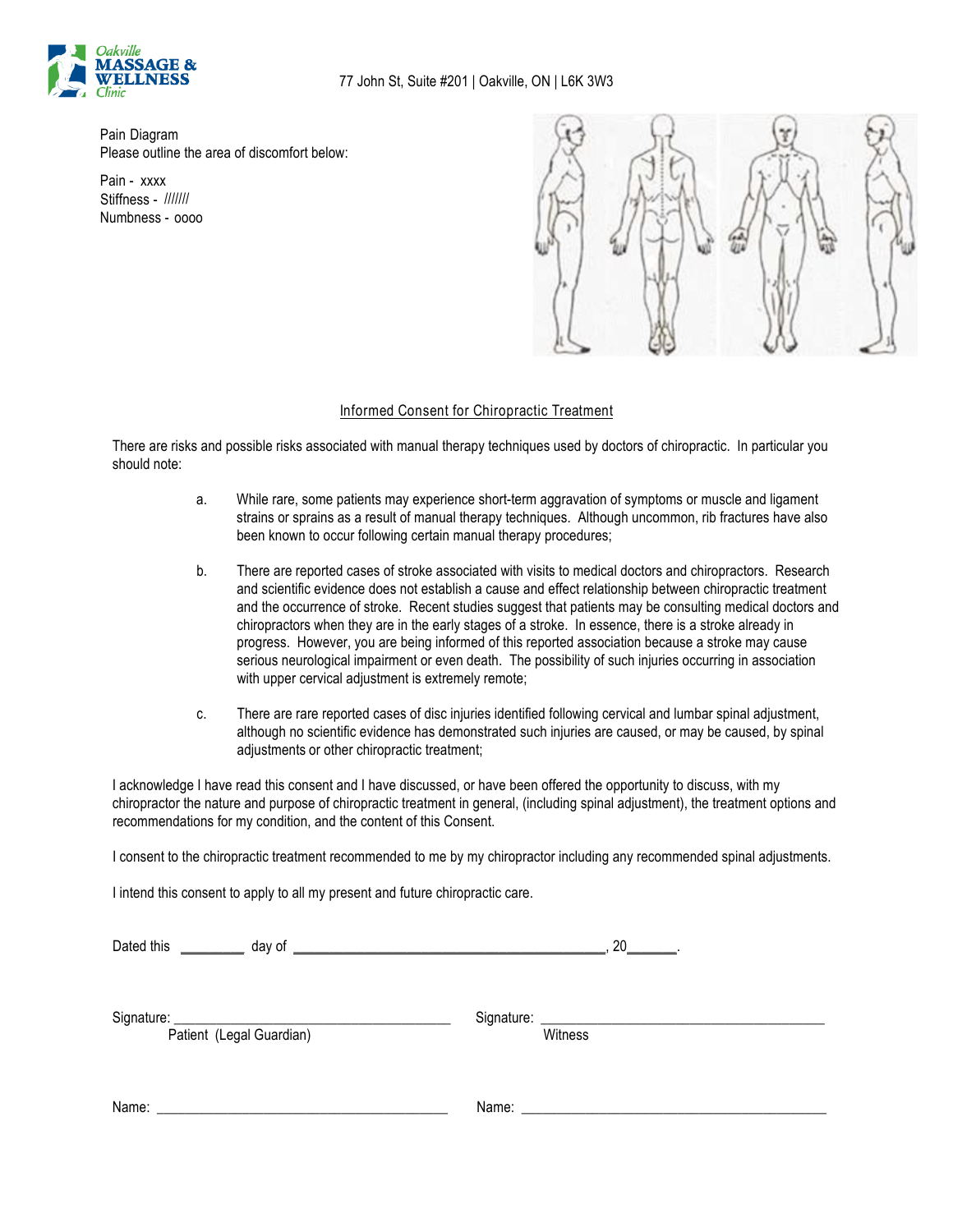Oakville MASSAGE & WELLNESS Clinic

77 John St, Suite #201 | Oakville, ON | L6K 3W3

Pain Diagram
Please outline the area of discomfort below:

Pain - xxxx
Stiffness - //////
Numbness - oooo

## Informed Consent for Chiropractic Treatment

There are risks and possible risks associated with manual therapy techniques used by doctors of chiropractic. In particular you should note:

a. While rare, some patients may experience short-term aggravation of symptoms or muscle and ligament strains or sprains as a result of manual therapy techniques. Although uncommon, rib fractures have also been known to occur following certain manual therapy procedures;

b. There are reported cases of stroke associated with visits to medical doctors and chiropractors. Research and scientific evidence does not establish a cause and effect relationship between chiropractic treatment and the occurrence of stroke. Recent studies suggest that patients may be consulting medical doctors and chiropractors when they are in the early stages of a stroke. In essence, there is a stroke already in progress. However, you are being informed of this reported association because a stroke may cause serious neurological impairment or even death. The possibility of such injuries occurring in association with upper cervical adjustment is extremely remote;

c. There are rare reported cases of disc injuries identified following cervical and lumbar spinal adjustment, although no scientific evidence has demonstrated such injuries are caused, or may be caused, by spinal adjustments or other chiropractic treatment;

I acknowledge I have read this consent and I have discussed, or have been offered the opportunity to discuss, with my chiropractor the nature and purpose of chiropractic treatment in general, (including spinal adjustment), the treatment options and recommendations for my condition, and the content of this Consent.

I consent to the chiropractic treatment recommended to me by my chiropractor including any recommended spinal adjustments.

I intend this consent to apply to all my present and future chiropractic care.

Dated this _________ day of __________________________________________, 20_______.

Signature: _______________________________________ Signature: _______________________________________
Patient (Legal Guardian) Witness

Name: _______________________________________ Name: _______________________________________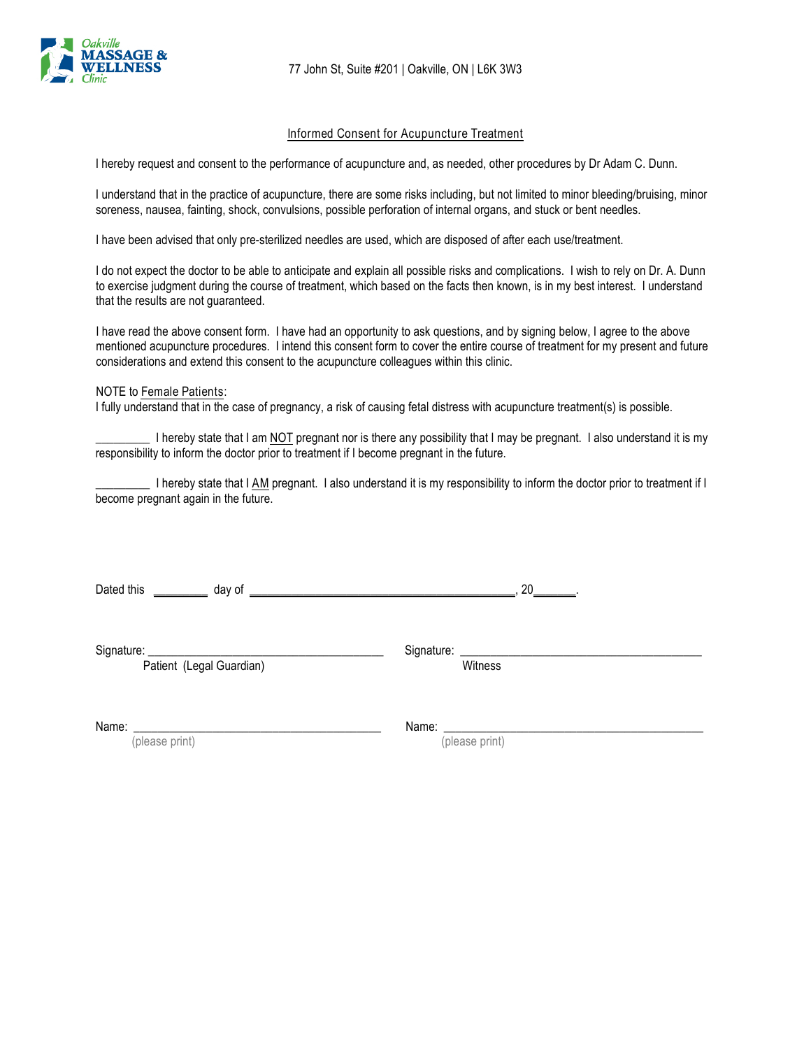Oakville MASSAGE & WELLNESS Clinic

77 John St, Suite #201 | Oakville, ON | L6K 3W3

## Informed Consent for Acupuncture Treatment

I hereby request and consent to the performance of acupuncture and, as needed, other procedures by Dr Adam C. Dunn.

I understand that in the practice of acupuncture, there are some risks including, but not limited to minor bleeding/bruising, minor soreness, nausea, fainting, shock, convulsions, possible perforation of internal organs, and stuck or bent needles.

I have been advised that only pre-sterilized needles are used, which are disposed of after each use/treatment.

I do not expect the doctor to be able to anticipate and explain all possible risks and complications. I wish to rely on Dr. A. Dunn to exercise judgment during the course of treatment, which based on the facts then known, is in my best interest. I understand that the results are not guaranteed.

I have read the above consent form. I have had an opportunity to ask questions, and by signing below, I agree to the above mentioned acupuncture procedures. I intend this consent form to cover the entire course of treatment for my present and future considerations and extend this consent to the acupuncture colleagues within this clinic.

NOTE to Female Patients:
I fully understand that in the case of pregnancy, a risk of causing fetal distress with acupuncture treatment(s) is possible.

_________ I hereby state that I am NOT pregnant nor is there any possibility that I may be pregnant. I also understand it is my responsibility to inform the doctor prior to treatment if I become pregnant in the future.

_________ I hereby state that I AM pregnant. I also understand it is my responsibility to inform the doctor prior to treatment if I become pregnant again in the future.

Dated this _________ day of ____________________________________________, 20_______.

Signature: ________________________________________
Patient (Legal Guardian)

Signature: ________________________________________
Witness

Name: ________________________________________
(please print)

Name: ________________________________________
(please print)